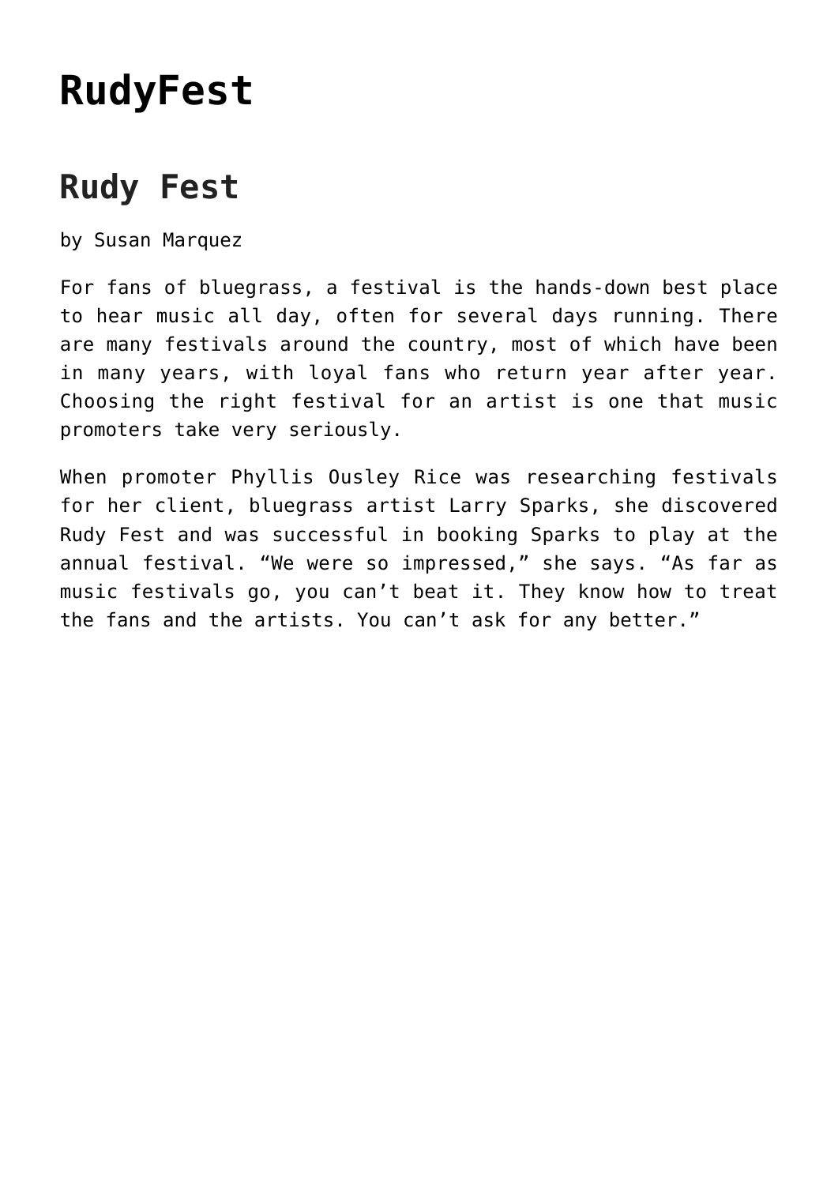# RudyFest

## Rudy Fest

by Susan Marquez

For fans of bluegrass, a festival is the hands-down best place to hear music all day, often for several days running. There are many festivals around the country, most of which have been in many years, with loyal fans who return year after year. Choosing the right festival for an artist is one that music promoters take very seriously.

When promoter Phyllis Ousley Rice was researching festivals for her client, bluegrass artist Larry Sparks, she discovered Rudy Fest and was successful in booking Sparks to play at the annual festival. “We were so impressed,” she says. “As far as music festivals go, you can’t beat it. They know how to treat the fans and the artists. You can’t ask for any better.”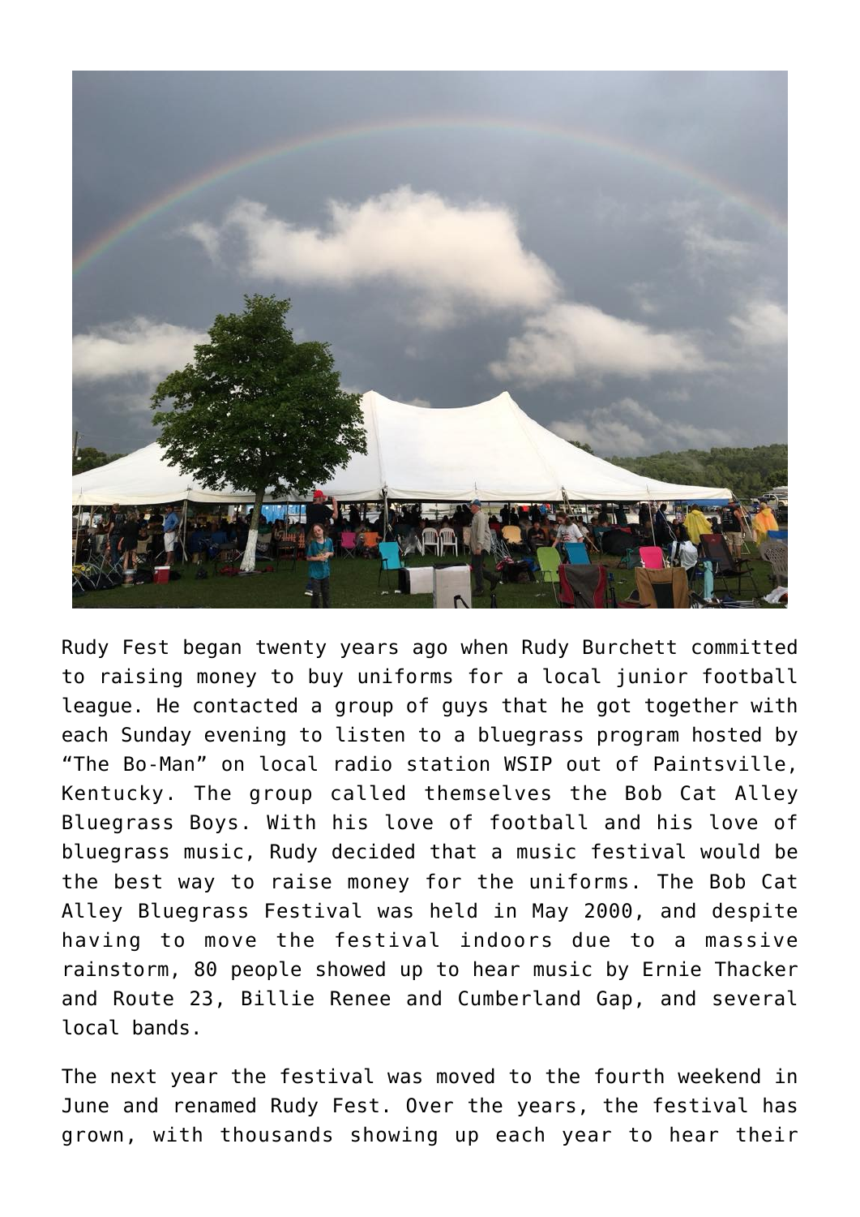Rudy Fest began twenty years ago when Rudy Burchett committed to raising money to buy uniforms for a local junior football league. He contacted a group of guys that he got together with each Sunday evening to listen to a bluegrass program hosted by "The Bo-Man" on local radio station WSIP out of Paintsville, Kentucky. The group called themselves the Bob Cat Alley Bluegrass Boys. With his love of football and his love of bluegrass music, Rudy decided that a music festival would be the best way to raise money for the uniforms. The Bob Cat Alley Bluegrass Festival was held in May 2000, and despite having to move the festival indoors due to a massive rainstorm, 80 people showed up to hear music by Ernie Thacker and Route 23, Billie Renee and Cumberland Gap, and several local bands.

The next year the festival was moved to the fourth weekend in June and renamed Rudy Fest. Over the years, the festival has grown, with thousands showing up each year to hear their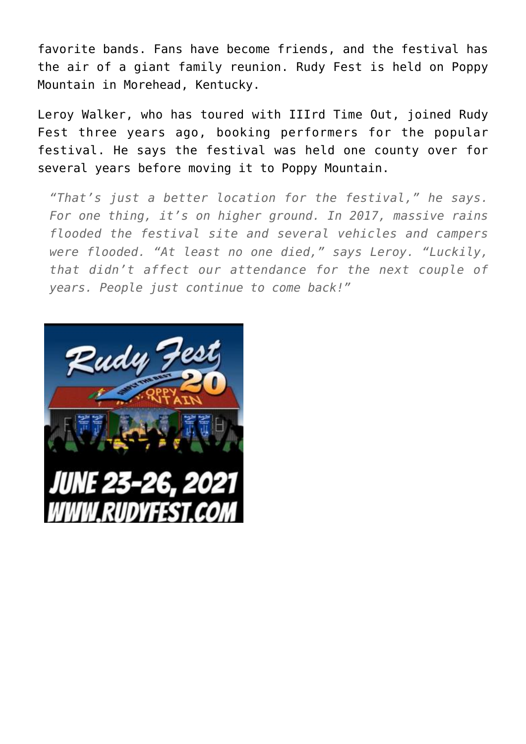favorite bands. Fans have become friends, and the festival has the air of a giant family reunion. Rudy Fest is held on Poppy Mountain in Morehead, Kentucky.

Leroy Walker, who has toured with IIIrd Time Out, joined Rudy Fest three years ago, booking performers for the popular festival. He says the festival was held one county over for several years before moving it to Poppy Mountain.

> *"That's just a better location for the festival," he says. For one thing, it's on higher ground. In 2017, massive rains flooded the festival site and several vehicles and campers were flooded. "At least no one died," says Leroy. "Luckily, that didn't affect our attendance for the next couple of years. People just continue to come back!"*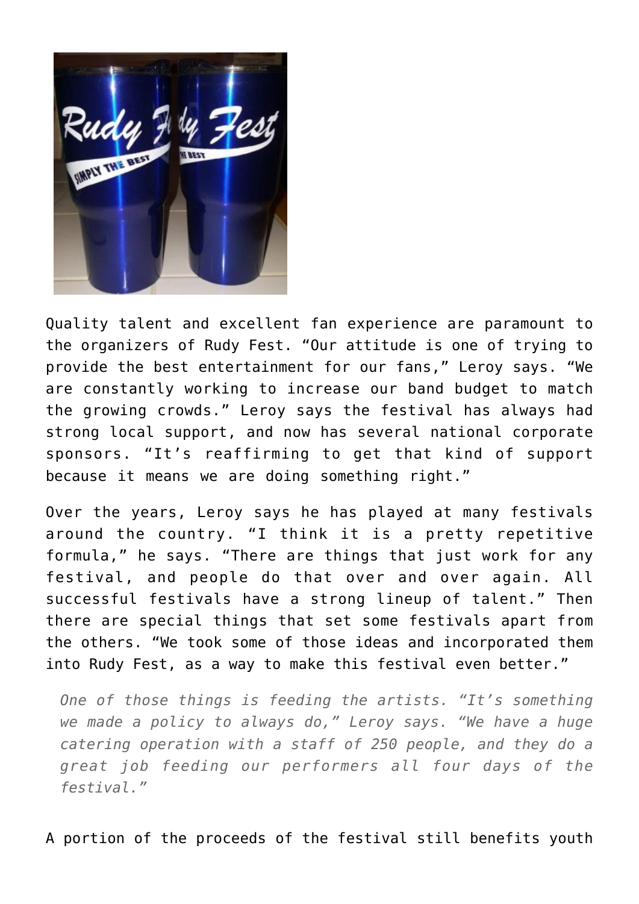Quality talent and excellent fan experience are paramount to the organizers of Rudy Fest. "Our attitude is one of trying to provide the best entertainment for our fans," Leroy says. "We are constantly working to increase our band budget to match the growing crowds." Leroy says the festival has always had strong local support, and now has several national corporate sponsors. "It's reaffirming to get that kind of support because it means we are doing something right."

Over the years, Leroy says he has played at many festivals around the country. "I think it is a pretty repetitive formula," he says. "There are things that just work for any festival, and people do that over and over again. All successful festivals have a strong lineup of talent." Then there are special things that set some festivals apart from the others. "We took some of those ideas and incorporated them into Rudy Fest, as a way to make this festival even better."

> *One of those things is feeding the artists. "It's something we made a policy to always do," Leroy says. "We have a huge catering operation with a staff of 250 people, and they do a great job feeding our performers all four days of the festival."*

A portion of the proceeds of the festival still benefits youth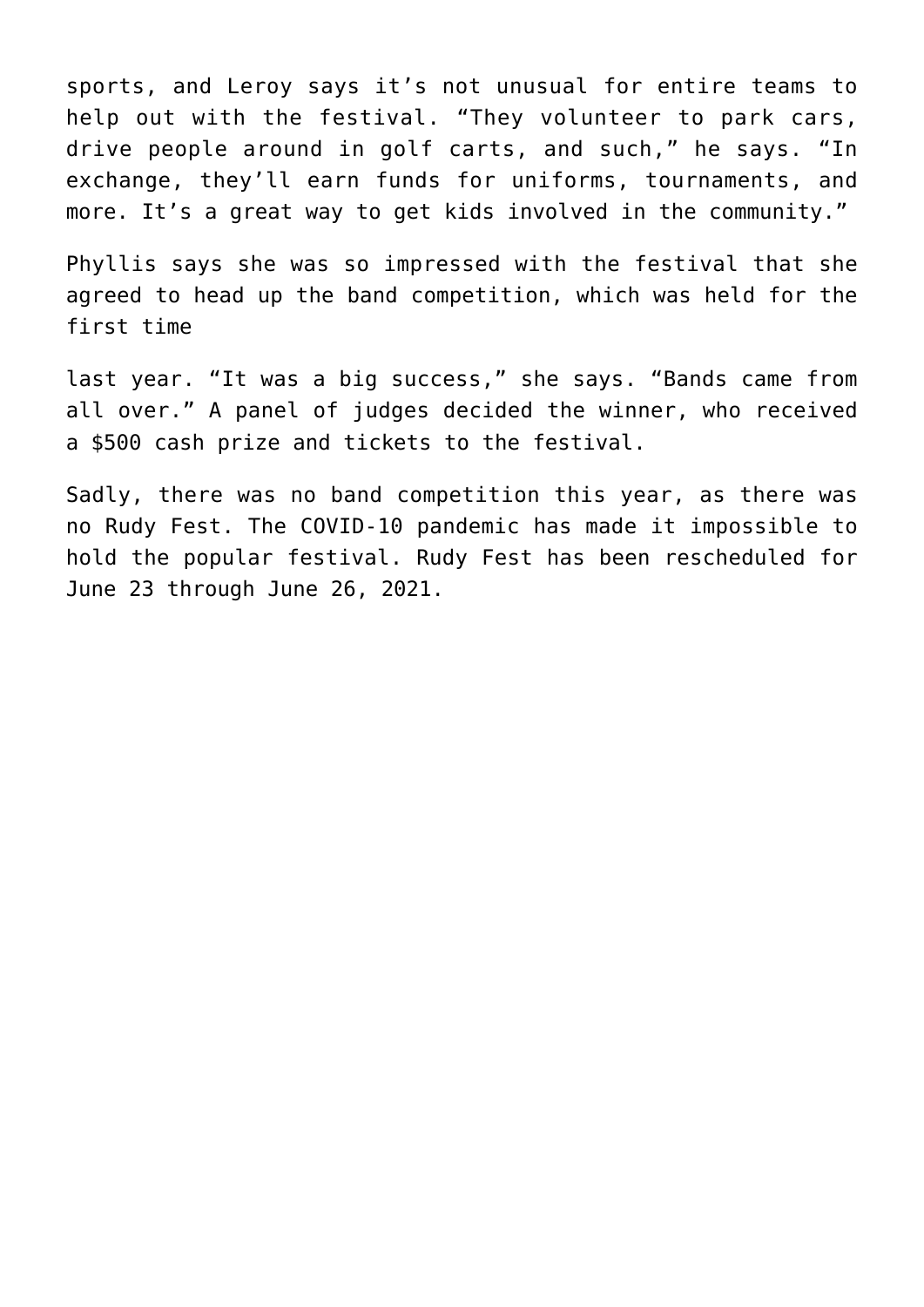sports, and Leroy says it's not unusual for entire teams to help out with the festival. "They volunteer to park cars, drive people around in golf carts, and such," he says. "In exchange, they'll earn funds for uniforms, tournaments, and more. It's a great way to get kids involved in the community."

Phyllis says she was so impressed with the festival that she agreed to head up the band competition, which was held for the first time last year. "It was a big success," she says. "Bands came from all over." A panel of judges decided the winner, who received a $500 cash prize and tickets to the festival.

Sadly, there was no band competition this year, as there was no Rudy Fest. The COVID-10 pandemic has made it impossible to hold the popular festival. Rudy Fest has been rescheduled for June 23 through June 26, 2021.